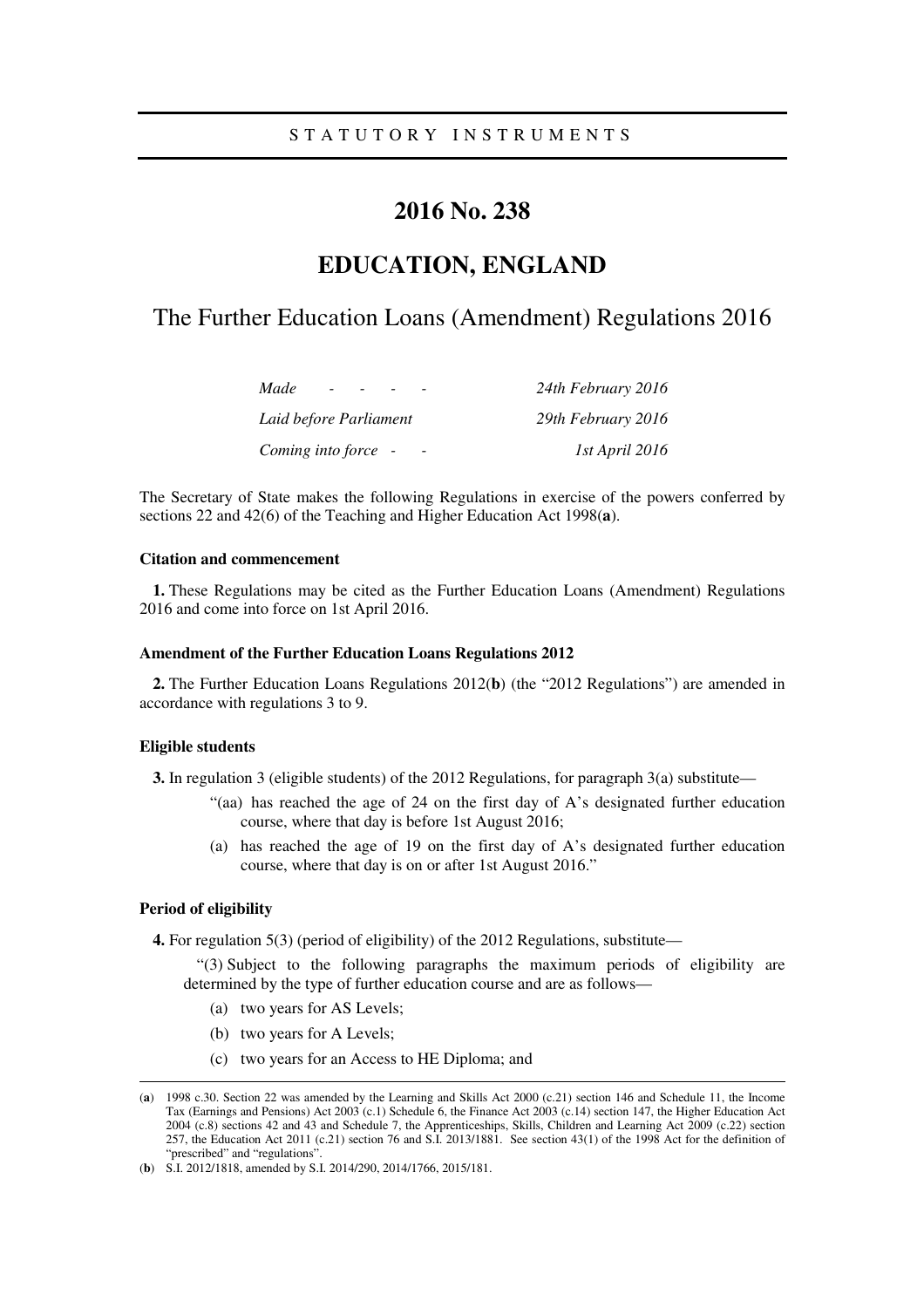STATUTORY INSTRUMENTS

# 2016 No. 238

# EDUCATION, ENGLAND

## The Further Education Loans (Amendment) Regulations 2016

| | |
|---|---|
| *Made - - - -* | *24th February 2016* |
| *Laid before Parliament* | *29th February 2016* |
| *Coming into force - -* | *1st April 2016* |

The Secretary of State makes the following Regulations in exercise of the powers conferred by sections 22 and 42(6) of the Teaching and Higher Education Act 1998(**a**).

### Citation and commencement

**1.** These Regulations may be cited as the Further Education Loans (Amendment) Regulations 2016 and come into force on 1st April 2016.

### Amendment of the Further Education Loans Regulations 2012

**2.** The Further Education Loans Regulations 2012(**b**) (the "2012 Regulations") are amended in accordance with regulations 3 to 9.

### Eligible students

**3.** In regulation 3 (eligible students) of the 2012 Regulations, for paragraph 3(a) substitute—

> "(aa) has reached the age of 24 on the first day of A's designated further education course, where that day is before 1st August 2016;
>
> (a) has reached the age of 19 on the first day of A's designated further education course, where that day is on or after 1st August 2016."

### Period of eligibility

**4.** For regulation 5(3) (period of eligibility) of the 2012 Regulations, substitute—

> "(3) Subject to the following paragraphs the maximum periods of eligibility are determined by the type of further education course and are as follows—
>
> (a) two years for AS Levels;
>
> (b) two years for A Levels;
>
> (c) two years for an Access to HE Diploma; and

---

(**a**) 1998 c.30. Section 22 was amended by the Learning and Skills Act 2000 (c.21) section 146 and Schedule 11, the Income Tax (Earnings and Pensions) Act 2003 (c.1) Schedule 6, the Finance Act 2003 (c.14) section 147, the Higher Education Act 2004 (c.8) sections 42 and 43 and Schedule 7, the Apprenticeships, Skills, Children and Learning Act 2009 (c.22) section 257, the Education Act 2011 (c.21) section 76 and S.I. 2013/1881. See section 43(1) of the 1998 Act for the definition of "prescribed" and "regulations".

(**b**) S.I. 2012/1818, amended by S.I. 2014/290, 2014/1766, 2015/181.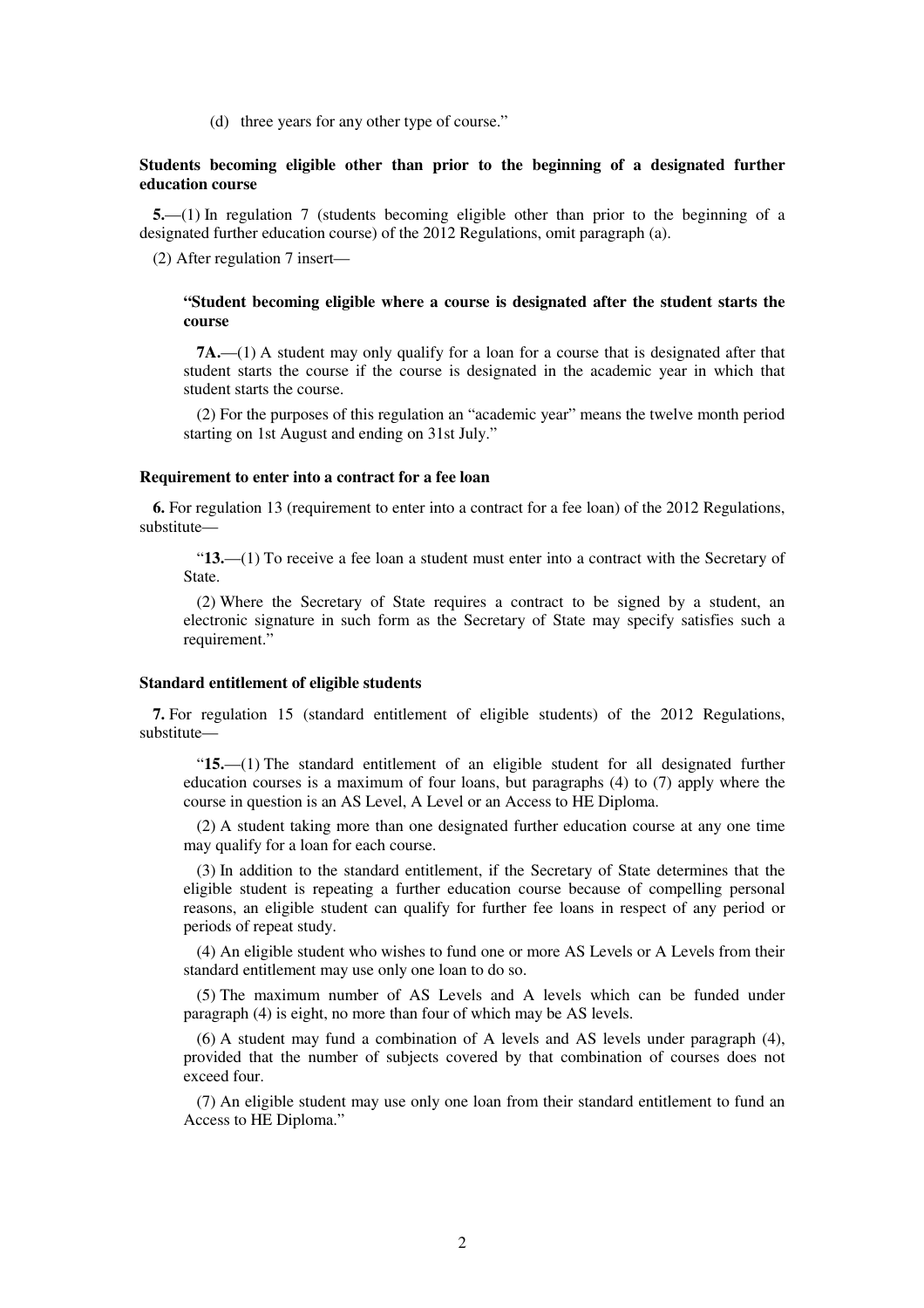(d) three years for any other type of course."

**Students becoming eligible other than prior to the beginning of a designated further education course**

**5.**—(1) In regulation 7 (students becoming eligible other than prior to the beginning of a designated further education course) of the 2012 Regulations, omit paragraph (a).

(2) After regulation 7 insert—

> **"Student becoming eligible where a course is designated after the student starts the course**
>
> **7A.**—(1) A student may only qualify for a loan for a course that is designated after that student starts the course if the course is designated in the academic year in which that student starts the course.
>
> (2) For the purposes of this regulation an "academic year" means the twelve month period starting on 1st August and ending on 31st July."

**Requirement to enter into a contract for a fee loan**

**6.** For regulation 13 (requirement to enter into a contract for a fee loan) of the 2012 Regulations, substitute—

> "**13.**—(1) To receive a fee loan a student must enter into a contract with the Secretary of State.
>
> (2) Where the Secretary of State requires a contract to be signed by a student, an electronic signature in such form as the Secretary of State may specify satisfies such a requirement."

**Standard entitlement of eligible students**

**7.** For regulation 15 (standard entitlement of eligible students) of the 2012 Regulations, substitute—

> "**15.**—(1) The standard entitlement of an eligible student for all designated further education courses is a maximum of four loans, but paragraphs (4) to (7) apply where the course in question is an AS Level, A Level or an Access to HE Diploma.
>
> (2) A student taking more than one designated further education course at any one time may qualify for a loan for each course.
>
> (3) In addition to the standard entitlement, if the Secretary of State determines that the eligible student is repeating a further education course because of compelling personal reasons, an eligible student can qualify for further fee loans in respect of any period or periods of repeat study.
>
> (4) An eligible student who wishes to fund one or more AS Levels or A Levels from their standard entitlement may use only one loan to do so.
>
> (5) The maximum number of AS Levels and A levels which can be funded under paragraph (4) is eight, no more than four of which may be AS levels.
>
> (6) A student may fund a combination of A levels and AS levels under paragraph (4), provided that the number of subjects covered by that combination of courses does not exceed four.
>
> (7) An eligible student may use only one loan from their standard entitlement to fund an Access to HE Diploma."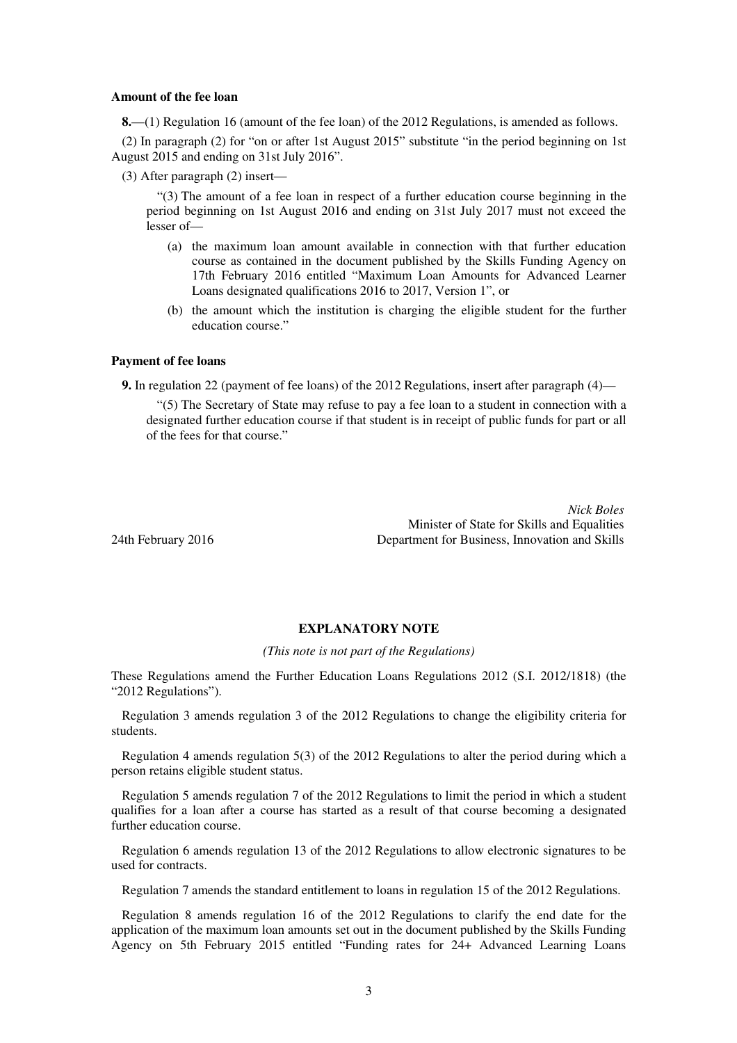**Amount of the fee loan**

**8.**—(1) Regulation 16 (amount of the fee loan) of the 2012 Regulations, is amended as follows.

(2) In paragraph (2) for "on or after 1st August 2015" substitute "in the period beginning on 1st August 2015 and ending on 31st July 2016".

(3) After paragraph (2) insert—

"(3) The amount of a fee loan in respect of a further education course beginning in the period beginning on 1st August 2016 and ending on 31st July 2017 must not exceed the lesser of—

(a) the maximum loan amount available in connection with that further education course as contained in the document published by the Skills Funding Agency on 17th February 2016 entitled "Maximum Loan Amounts for Advanced Learner Loans designated qualifications 2016 to 2017, Version 1", or

(b) the amount which the institution is charging the eligible student for the further education course."

**Payment of fee loans**

**9.** In regulation 22 (payment of fee loans) of the 2012 Regulations, insert after paragraph (4)—

"(5) The Secretary of State may refuse to pay a fee loan to a student in connection with a designated further education course if that student is in receipt of public funds for part or all of the fees for that course."

*Nick Boles*
Minister of State for Skills and Equalities
Department for Business, Innovation and Skills

24th February 2016

**EXPLANATORY NOTE**

*(This note is not part of the Regulations)*

These Regulations amend the Further Education Loans Regulations 2012 (S.I. 2012/1818) (the "2012 Regulations").

Regulation 3 amends regulation 3 of the 2012 Regulations to change the eligibility criteria for students.

Regulation 4 amends regulation 5(3) of the 2012 Regulations to alter the period during which a person retains eligible student status.

Regulation 5 amends regulation 7 of the 2012 Regulations to limit the period in which a student qualifies for a loan after a course has started as a result of that course becoming a designated further education course.

Regulation 6 amends regulation 13 of the 2012 Regulations to allow electronic signatures to be used for contracts.

Regulation 7 amends the standard entitlement to loans in regulation 15 of the 2012 Regulations.

Regulation 8 amends regulation 16 of the 2012 Regulations to clarify the end date for the application of the maximum loan amounts set out in the document published by the Skills Funding Agency on 5th February 2015 entitled "Funding rates for 24+ Advanced Learning Loans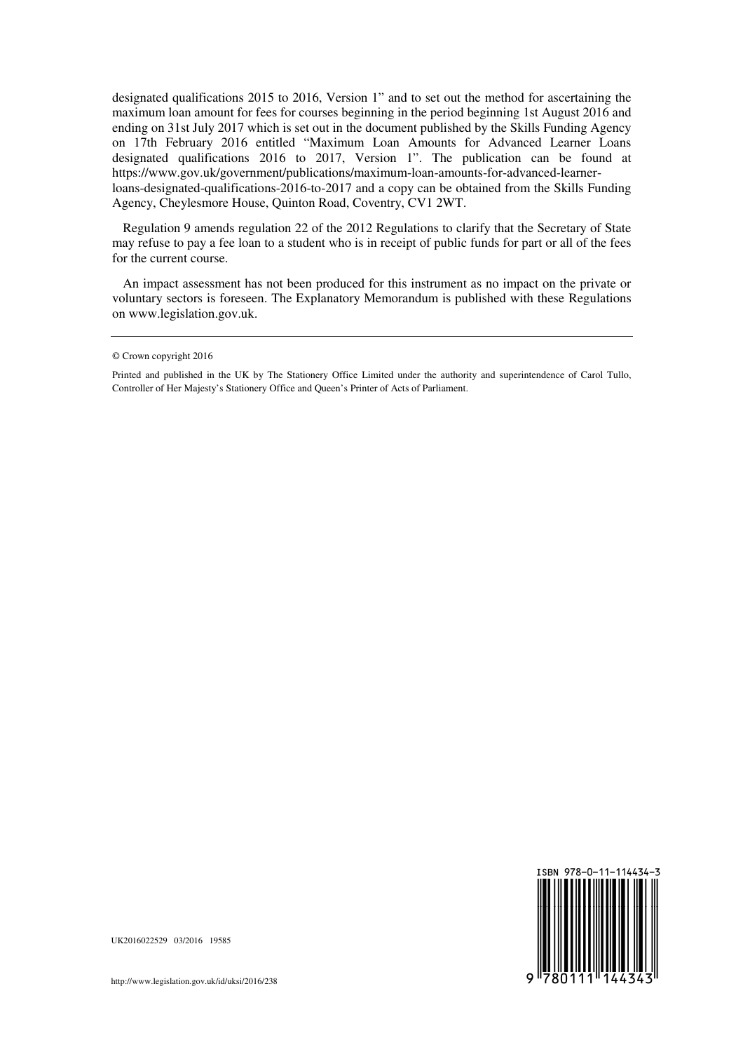designated qualifications 2015 to 2016, Version 1" and to set out the method for ascertaining the maximum loan amount for fees for courses beginning in the period beginning 1st August 2016 and ending on 31st July 2017 which is set out in the document published by the Skills Funding Agency on 17th February 2016 entitled "Maximum Loan Amounts for Advanced Learner Loans designated qualifications 2016 to 2017, Version 1". The publication can be found at https://www.gov.uk/government/publications/maximum-loan-amounts-for-advanced-learner-loans-designated-qualifications-2016-to-2017 and a copy can be obtained from the Skills Funding Agency, Cheylesmore House, Quinton Road, Coventry, CV1 2WT.

Regulation 9 amends regulation 22 of the 2012 Regulations to clarify that the Secretary of State may refuse to pay a fee loan to a student who is in receipt of public funds for part or all of the fees for the current course.

An impact assessment has not been produced for this instrument as no impact on the private or voluntary sectors is foreseen. The Explanatory Memorandum is published with these Regulations on www.legislation.gov.uk.

---

© Crown copyright 2016

Printed and published in the UK by The Stationery Office Limited under the authority and superintendence of Carol Tullo, Controller of Her Majesty's Stationery Office and Queen's Printer of Acts of Parliament.

ISBN 978-0-11-114434-3

UK2016022529 03/2016 19585

http://www.legislation.gov.uk/id/uksi/2016/238